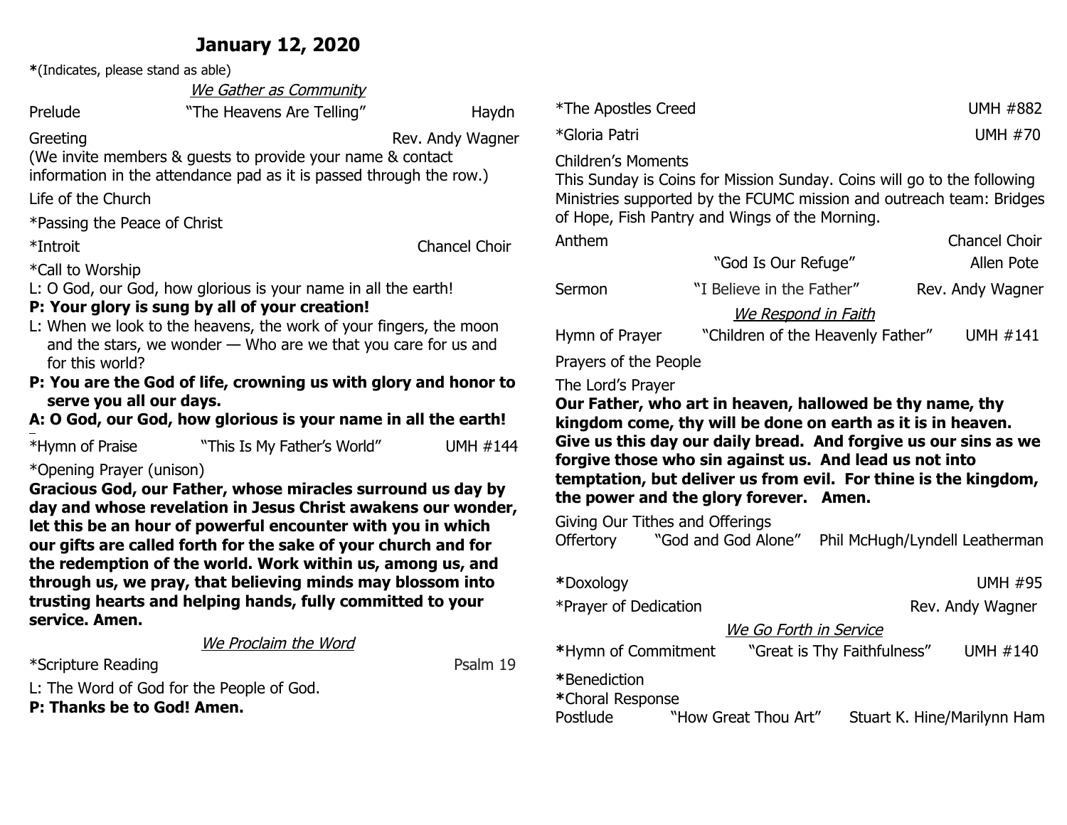# January 12, 2020

**\***(Indicates, please stand as able)

*We Gather as Community*

Prelude "The Heavens Are Telling" Haydn

Greeting Rev. Andy Wagner

(We invite members & guests to provide your name & contact information in the attendance pad as it is passed through the row.)

Life of the Church

*Passing the Peace of Christ

*Introit Chancel Choir

*Call to Worship

L: O God, our God, how glorious is your name in all the earth!

**P: Your glory is sung by all of your creation!**

L: When we look to the heavens, the work of your fingers, the moon and the stars, we wonder — Who are we that you care for us and for this world?

**P: You are the God of life, crowning us with glory and honor to serve you all our days.**

**A: O God, our God, how glorious is your name in all the earth!**

*Hymn of Praise "This Is My Father's World" UMH #144

*Opening Prayer (unison)

**Gracious God, our Father, whose miracles surround us day by day and whose revelation in Jesus Christ awakens our wonder, let this be an hour of powerful encounter with you in which our gifts are called forth for the sake of your church and for the redemption of the world. Work within us, among us, and through us, we pray, that believing minds may blossom into trusting hearts and helping hands, fully committed to your service. Amen.**

*We Proclaim the Word*

*Scripture Reading Psalm 19

L: The Word of God for the People of God.

**P: Thanks be to God! Amen.**

*The Apostles Creed UMH #882

*Gloria Patri UMH #70

Children's Moments

This Sunday is Coins for Mission Sunday. Coins will go to the following Ministries supported by the FCUMC mission and outreach team: Bridges of Hope, Fish Pantry and Wings of the Morning.

Anthem Chancel Choir

"God Is Our Refuge" Allen Pote

Sermon "I Believe in the Father" Rev. Andy Wagner

*We Respond in Faith*

Hymn of Prayer "Children of the Heavenly Father" UMH #141

Prayers of the People

The Lord's Prayer

**Our Father, who art in heaven, hallowed be thy name, thy kingdom come, thy will be done on earth as it is in heaven. Give us this day our daily bread. And forgive us our sins as we forgive those who sin against us. And lead us not into temptation, but deliver us from evil. For thine is the kingdom, the power and the glory forever. Amen.**

Giving Our Tithes and Offerings

Offertory "God and God Alone" Phil McHugh/Lyndell Leatherman

**\***Doxology UMH #95

*Prayer of Dedication Rev. Andy Wagner

*We Go Forth in Service*

**\***Hymn of Commitment "Great is Thy Faithfulness" UMH #140

**\***Benediction

**\***Choral Response

Postlude "How Great Thou Art" Stuart K. Hine/Marilynn Ham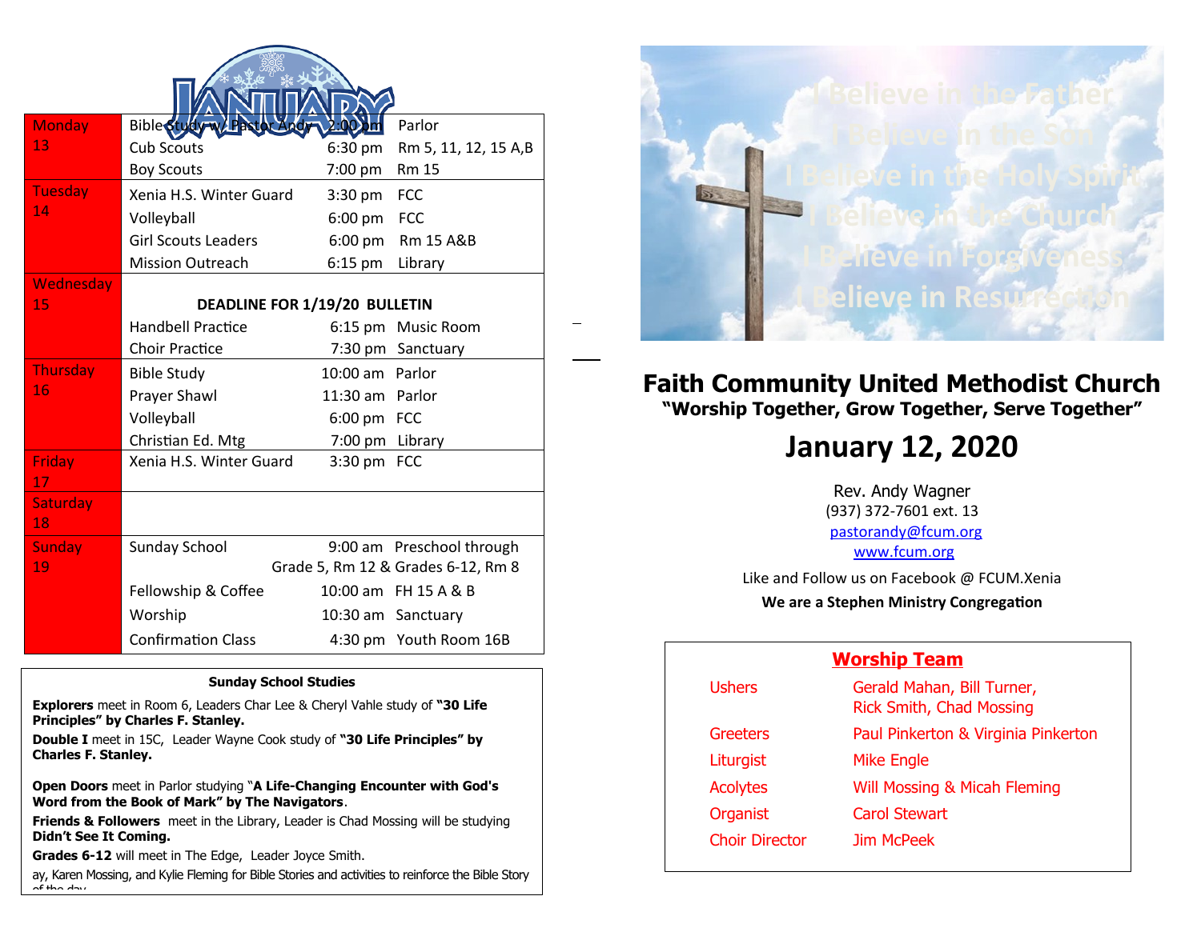# JANUARY

| | | | |
|---|---|---|---|
| Monday 13 | Bible Study w/ Pastor Andy | 2:00 pm | Parlor |
| | Cub Scouts | 6:30 pm | Rm 5, 11, 12, 15 A,B |
| | Boy Scouts | 7:00 pm | Rm 15 |
| Tuesday 14 | Xenia H.S. Winter Guard | 3:30 pm | FCC |
| | Volleyball | 6:00 pm | FCC |
| | Girl Scouts Leaders | 6:00 pm | Rm 15 A&B |
| | Mission Outreach | 6:15 pm | Library |
| Wednesday 15 | **DEADLINE FOR 1/19/20 BULLETIN** | | |
| | Handbell Practice | 6:15 pm | Music Room |
| | Choir Practice | 7:30 pm | Sanctuary |
| Thursday 16 | Bible Study | 10:00 am | Parlor |
| | Prayer Shawl | 11:30 am | Parlor |
| | Volleyball | 6:00 pm | FCC |
| | Christian Ed. Mtg | 7:00 pm | Library |
| Friday 17 | Xenia H.S. Winter Guard | 3:30 pm | FCC |
| Saturday 18 | | | |
| Sunday 19 | Sunday School | 9:00 am | Preschool through Grade 5, Rm 12 & Grades 6-12, Rm 8 |
| | Fellowship & Coffee | 10:00 am | FH 15 A & B |
| | Worship | 10:30 am | Sanctuary |
| | Confirmation Class | 4:30 pm | Youth Room 16B |

**Sunday School Studies**

**Explorers** meet in Room 6, Leaders Char Lee & Cheryl Vahle study of **"30 Life Principles" by Charles F. Stanley.**

**Double I** meet in 15C, Leader Wayne Cook study of **"30 Life Principles" by Charles F. Stanley.**

**Open Doors** meet in Parlor studying "**A Life-Changing Encounter with God's Word from the Book of Mark" by The Navigators**.

**Friends & Followers** meet in the Library, Leader is Chad Mossing will be studying **Didn't See It Coming.**

**Grades 6-12** will meet in The Edge, Leader Joyce Smith.

ay, Karen Mossing, and Kylie Fleming for Bible Stories and activities to reinforce the Bible Story of the day.

I Believe in the Father
I Believe in the Son
I Believe in the Holy Spirit
I Believe in the Church
I Believe in Forgiveness
I Believe in Resurrection

# Faith Community United Methodist Church

**"Worship Together, Grow Together, Serve Together"**

## January 12, 2020

Rev. Andy Wagner
(937) 372-7601 ext. 13
pastorandy@fcum.org
www.fcum.org

Like and Follow us on Facebook @ FCUM.Xenia

**We are a Stephen Ministry Congregation**

## Worship Team

| | |
|---|---|
| Ushers | Gerald Mahan, Bill Turner, Rick Smith, Chad Mossing |
| Greeters | Paul Pinkerton & Virginia Pinkerton |
| Liturgist | Mike Engle |
| Acolytes | Will Mossing & Micah Fleming |
| Organist | Carol Stewart |
| Choir Director | Jim McPeek |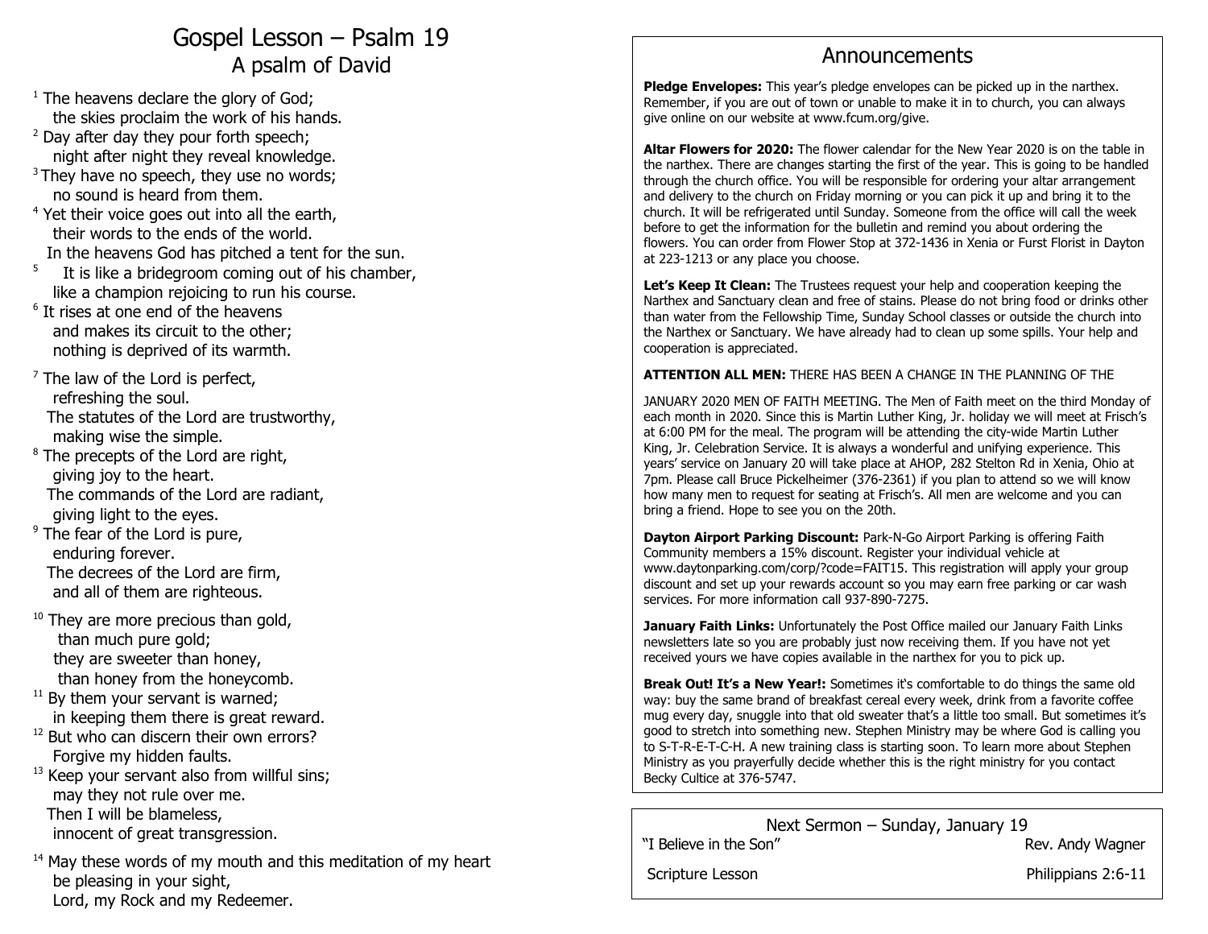# Gospel Lesson – Psalm 19

## A psalm of David

[1] The heavens declare the glory of God;
the skies proclaim the work of his hands.
[2] Day after day they pour forth speech;
night after night they reveal knowledge.
[3] They have no speech, they use no words;
no sound is heard from them.
[4] Yet their voice goes out into all the earth,
their words to the ends of the world.
In the heavens God has pitched a tent for the sun.
[5] It is like a bridegroom coming out of his chamber,
like a champion rejoicing to run his course.
[6] It rises at one end of the heavens
and makes its circuit to the other;
nothing is deprived of its warmth.

[7] The law of the Lord is perfect,
refreshing the soul.
The statutes of the Lord are trustworthy,
making wise the simple.
[8] The precepts of the Lord are right,
giving joy to the heart.
The commands of the Lord are radiant,
giving light to the eyes.
[9] The fear of the Lord is pure,
enduring forever.
The decrees of the Lord are firm,
and all of them are righteous.

[10] They are more precious than gold,
than much pure gold;
they are sweeter than honey,
than honey from the honeycomb.
[11] By them your servant is warned;
in keeping them there is great reward.
[12] But who can discern their own errors?
Forgive my hidden faults.
[13] Keep your servant also from willful sins;
may they not rule over me.
Then I will be blameless,
innocent of great transgression.

[14] May these words of my mouth and this meditation of my heart
be pleasing in your sight,
Lord, my Rock and my Redeemer.

# Announcements

**Pledge Envelopes:** This year's pledge envelopes can be picked up in the narthex. Remember, if you are out of town or unable to make it in to church, you can always give online on our website at www.fcum.org/give.

**Altar Flowers for 2020:** The flower calendar for the New Year 2020 is on the table in the narthex. There are changes starting the first of the year. This is going to be handled through the church office. You will be responsible for ordering your altar arrangement and delivery to the church on Friday morning or you can pick it up and bring it to the church. It will be refrigerated until Sunday. Someone from the office will call the week before to get the information for the bulletin and remind you about ordering the flowers. You can order from Flower Stop at 372-1436 in Xenia or Furst Florist in Dayton at 223-1213 or any place you choose.

**Let's Keep It Clean:** The Trustees request your help and cooperation keeping the Narthex and Sanctuary clean and free of stains. Please do not bring food or drinks other than water from the Fellowship Time, Sunday School classes or outside the church into the Narthex or Sanctuary. We have already had to clean up some spills. Your help and cooperation is appreciated.

**ATTENTION ALL MEN:** THERE HAS BEEN A CHANGE IN THE PLANNING OF THE

JANUARY 2020 MEN OF FAITH MEETING. The Men of Faith meet on the third Monday of each month in 2020. Since this is Martin Luther King, Jr. holiday we will meet at Frisch's at 6:00 PM for the meal. The program will be attending the city-wide Martin Luther King, Jr. Celebration Service. It is always a wonderful and unifying experience. This years' service on January 20 will take place at AHOP, 282 Stelton Rd in Xenia, Ohio at 7pm. Please call Bruce Pickelheimer (376-2361) if you plan to attend so we will know how many men to request for seating at Frisch's. All men are welcome and you can bring a friend. Hope to see you on the 20th.

**Dayton Airport Parking Discount:** Park-N-Go Airport Parking is offering Faith Community members a 15% discount. Register your individual vehicle at www.daytonparking.com/corp/?code=FAIT15. This registration will apply your group discount and set up your rewards account so you may earn free parking or car wash services. For more information call 937-890-7275.

**January Faith Links:** Unfortunately the Post Office mailed our January Faith Links newsletters late so you are probably just now receiving them. If you have not yet received yours we have copies available in the narthex for you to pick up.

**Break Out! It's a New Year!:** Sometimes it's comfortable to do things the same old way: buy the same brand of breakfast cereal every week, drink from a favorite coffee mug every day, snuggle into that old sweater that's a little too small. But sometimes it's good to stretch into something new. Stephen Ministry may be where God is calling you to S-T-R-E-T-C-H. A new training class is starting soon. To learn more about Stephen Ministry as you prayerfully decide whether this is the right ministry for you contact Becky Cultice at 376-5747.

## Next Sermon – Sunday, January 19

"I Believe in the Son" — Rev. Andy Wagner

Scripture Lesson — Philippians 2:6-11